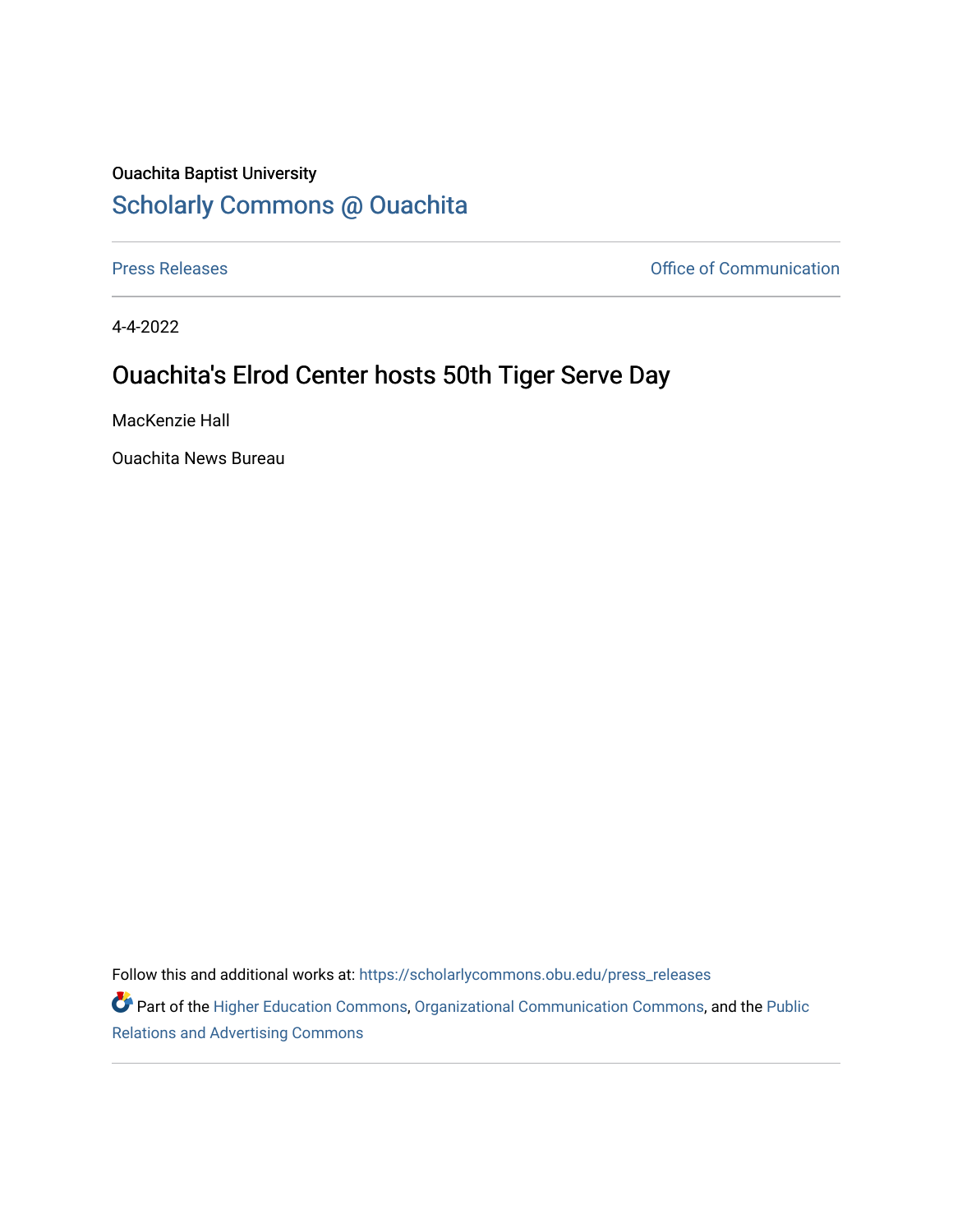Ouachita Baptist University

## Scholarly Commons @ Ouachita

Press Releases

Office of Communication

4-4-2022

# Ouachita's Elrod Center hosts 50th Tiger Serve Day

MacKenzie Hall

Ouachita News Bureau

Follow this and additional works at: https://scholarlycommons.obu.edu/press_releases

Part of the Higher Education Commons, Organizational Communication Commons, and the Public Relations and Advertising Commons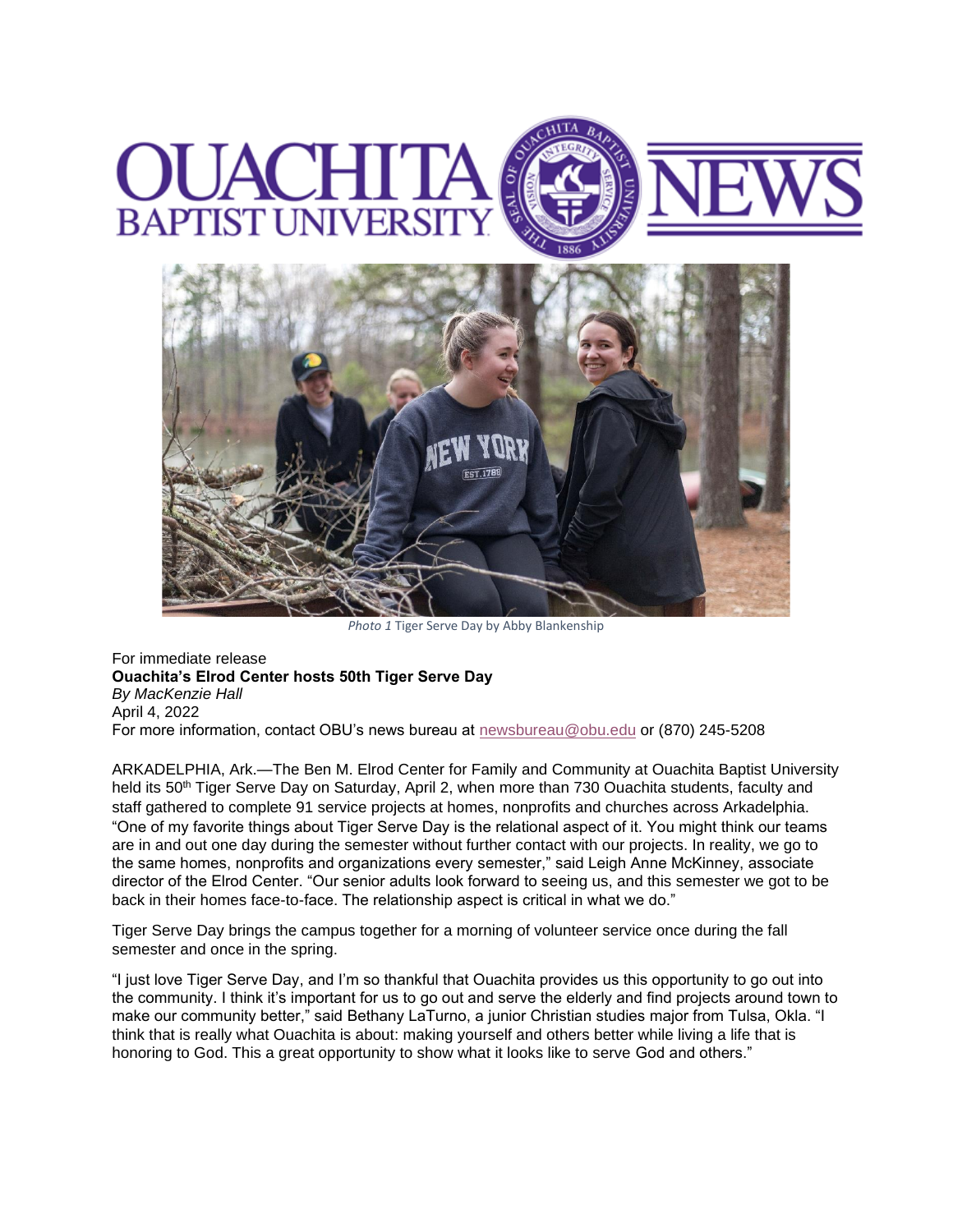Photo 1 Tiger Serve Day by Abby Blankenship

For immediate release

**Ouachita's Elrod Center hosts 50th Tiger Serve Day**

*By MacKenzie Hall*

April 4, 2022

For more information, contact OBU's news bureau at newsbureau@obu.edu or (870) 245-5208

ARKADELPHIA, Ark.—The Ben M. Elrod Center for Family and Community at Ouachita Baptist University held its 50th Tiger Serve Day on Saturday, April 2, when more than 730 Ouachita students, faculty and staff gathered to complete 91 service projects at homes, nonprofits and churches across Arkadelphia. "One of my favorite things about Tiger Serve Day is the relational aspect of it. You might think our teams are in and out one day during the semester without further contact with our projects. In reality, we go to the same homes, nonprofits and organizations every semester," said Leigh Anne McKinney, associate director of the Elrod Center. "Our senior adults look forward to seeing us, and this semester we got to be back in their homes face-to-face. The relationship aspect is critical in what we do."

Tiger Serve Day brings the campus together for a morning of volunteer service once during the fall semester and once in the spring.

"I just love Tiger Serve Day, and I'm so thankful that Ouachita provides us this opportunity to go out into the community. I think it's important for us to go out and serve the elderly and find projects around town to make our community better," said Bethany LaTurno, a junior Christian studies major from Tulsa, Okla. "I think that is really what Ouachita is about: making yourself and others better while living a life that is honoring to God. This a great opportunity to show what it looks like to serve God and others."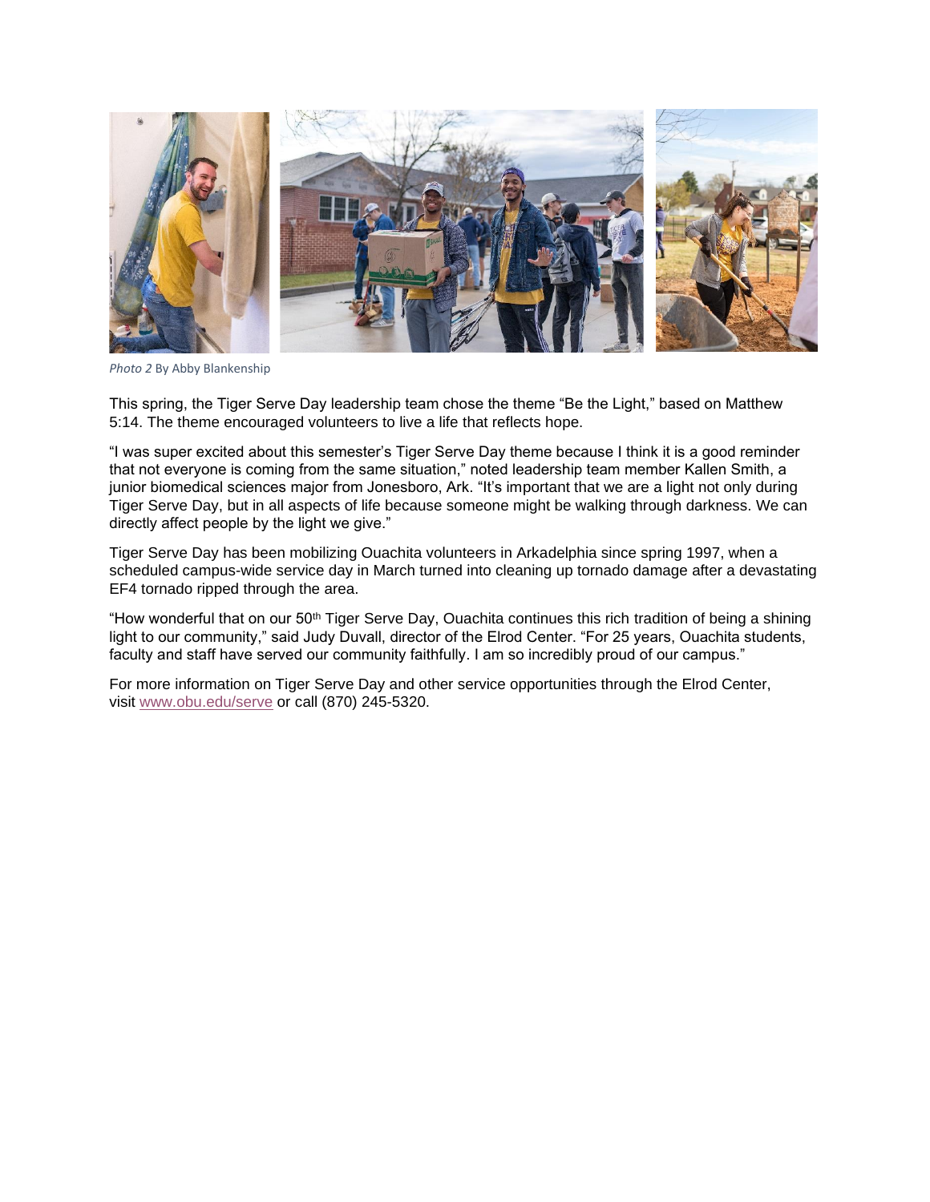*Photo 2* By Abby Blankenship

This spring, the Tiger Serve Day leadership team chose the theme “Be the Light,” based on Matthew 5:14. The theme encouraged volunteers to live a life that reflects hope.

“I was super excited about this semester’s Tiger Serve Day theme because I think it is a good reminder that not everyone is coming from the same situation,” noted leadership team member Kallen Smith, a junior biomedical sciences major from Jonesboro, Ark. “It’s important that we are a light not only during Tiger Serve Day, but in all aspects of life because someone might be walking through darkness. We can directly affect people by the light we give.”

Tiger Serve Day has been mobilizing Ouachita volunteers in Arkadelphia since spring 1997, when a scheduled campus-wide service day in March turned into cleaning up tornado damage after a devastating EF4 tornado ripped through the area.

“How wonderful that on our 50th Tiger Serve Day, Ouachita continues this rich tradition of being a shining light to our community,” said Judy Duvall, director of the Elrod Center. “For 25 years, Ouachita students, faculty and staff have served our community faithfully. I am so incredibly proud of our campus.”

For more information on Tiger Serve Day and other service opportunities through the Elrod Center, visit [www.obu.edu/serve](www.obu.edu/serve) or call (870) 245-5320.